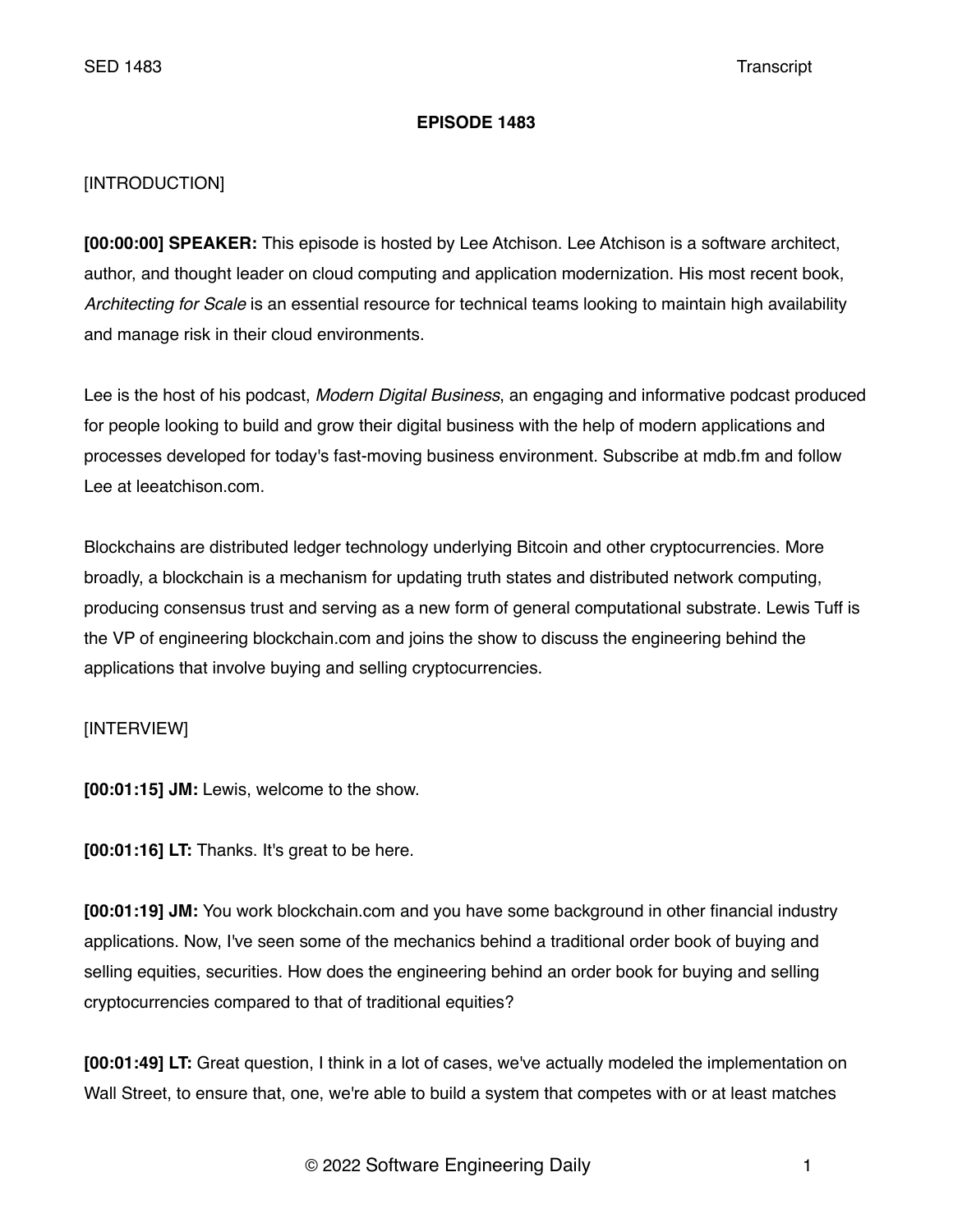**EPISODE 1483**

[INTRODUCTION]

**[00:00:00] SPEAKER:** This episode is hosted by Lee Atchison. Lee Atchison is a software architect, author, and thought leader on cloud computing and application modernization. His most recent book, *Architecting for Scale* is an essential resource for technical teams looking to maintain high availability and manage risk in their cloud environments.

Lee is the host of his podcast, *Modern Digital Business*, an engaging and informative podcast produced for people looking to build and grow their digital business with the help of modern applications and processes developed for today's fast-moving business environment. Subscribe at mdb.fm and follow Lee at leeatchison.com.

Blockchains are distributed ledger technology underlying Bitcoin and other cryptocurrencies. More broadly, a blockchain is a mechanism for updating truth states and distributed network computing, producing consensus trust and serving as a new form of general computational substrate. Lewis Tuff is the VP of engineering blockchain.com and joins the show to discuss the engineering behind the applications that involve buying and selling cryptocurrencies.

[INTERVIEW]

**[00:01:15] JM:** Lewis, welcome to the show.

**[00:01:16] LT:** Thanks. It's great to be here.

**[00:01:19] JM:** You work blockchain.com and you have some background in other financial industry applications. Now, I've seen some of the mechanics behind a traditional order book of buying and selling equities, securities. How does the engineering behind an order book for buying and selling cryptocurrencies compared to that of traditional equities?

**[00:01:49] LT:** Great question, I think in a lot of cases, we've actually modeled the implementation on Wall Street, to ensure that, one, we're able to build a system that competes with or at least matches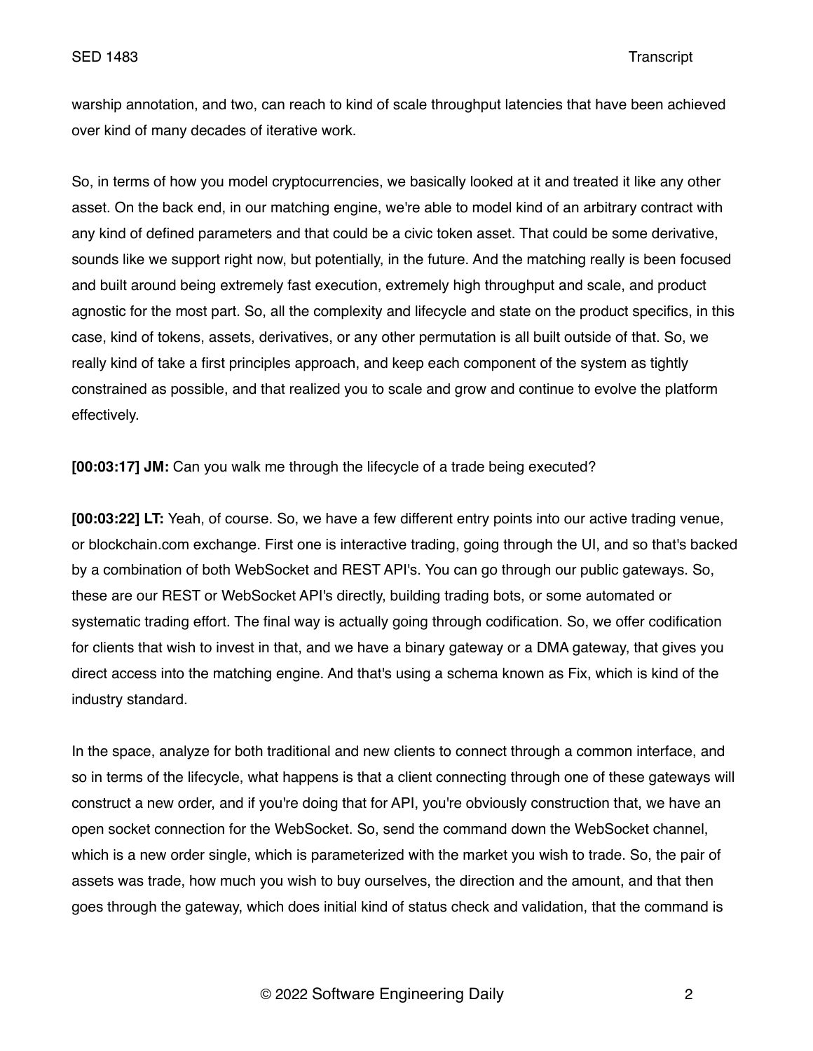warship annotation, and two, can reach to kind of scale throughput latencies that have been achieved over kind of many decades of iterative work.

So, in terms of how you model cryptocurrencies, we basically looked at it and treated it like any other asset. On the back end, in our matching engine, we're able to model kind of an arbitrary contract with any kind of defined parameters and that could be a civic token asset. That could be some derivative, sounds like we support right now, but potentially, in the future. And the matching really is been focused and built around being extremely fast execution, extremely high throughput and scale, and product agnostic for the most part. So, all the complexity and lifecycle and state on the product specifics, in this case, kind of tokens, assets, derivatives, or any other permutation is all built outside of that. So, we really kind of take a first principles approach, and keep each component of the system as tightly constrained as possible, and that realized you to scale and grow and continue to evolve the platform effectively.

**[00:03:17] JM:** Can you walk me through the lifecycle of a trade being executed?

**[00:03:22] LT:** Yeah, of course. So, we have a few different entry points into our active trading venue, or blockchain.com exchange. First one is interactive trading, going through the UI, and so that's backed by a combination of both WebSocket and REST API's. You can go through our public gateways. So, these are our REST or WebSocket API's directly, building trading bots, or some automated or systematic trading effort. The final way is actually going through codification. So, we offer codification for clients that wish to invest in that, and we have a binary gateway or a DMA gateway, that gives you direct access into the matching engine. And that's using a schema known as Fix, which is kind of the industry standard.

In the space, analyze for both traditional and new clients to connect through a common interface, and so in terms of the lifecycle, what happens is that a client connecting through one of these gateways will construct a new order, and if you're doing that for API, you're obviously construction that, we have an open socket connection for the WebSocket. So, send the command down the WebSocket channel, which is a new order single, which is parameterized with the market you wish to trade. So, the pair of assets was trade, how much you wish to buy ourselves, the direction and the amount, and that then goes through the gateway, which does initial kind of status check and validation, that the command is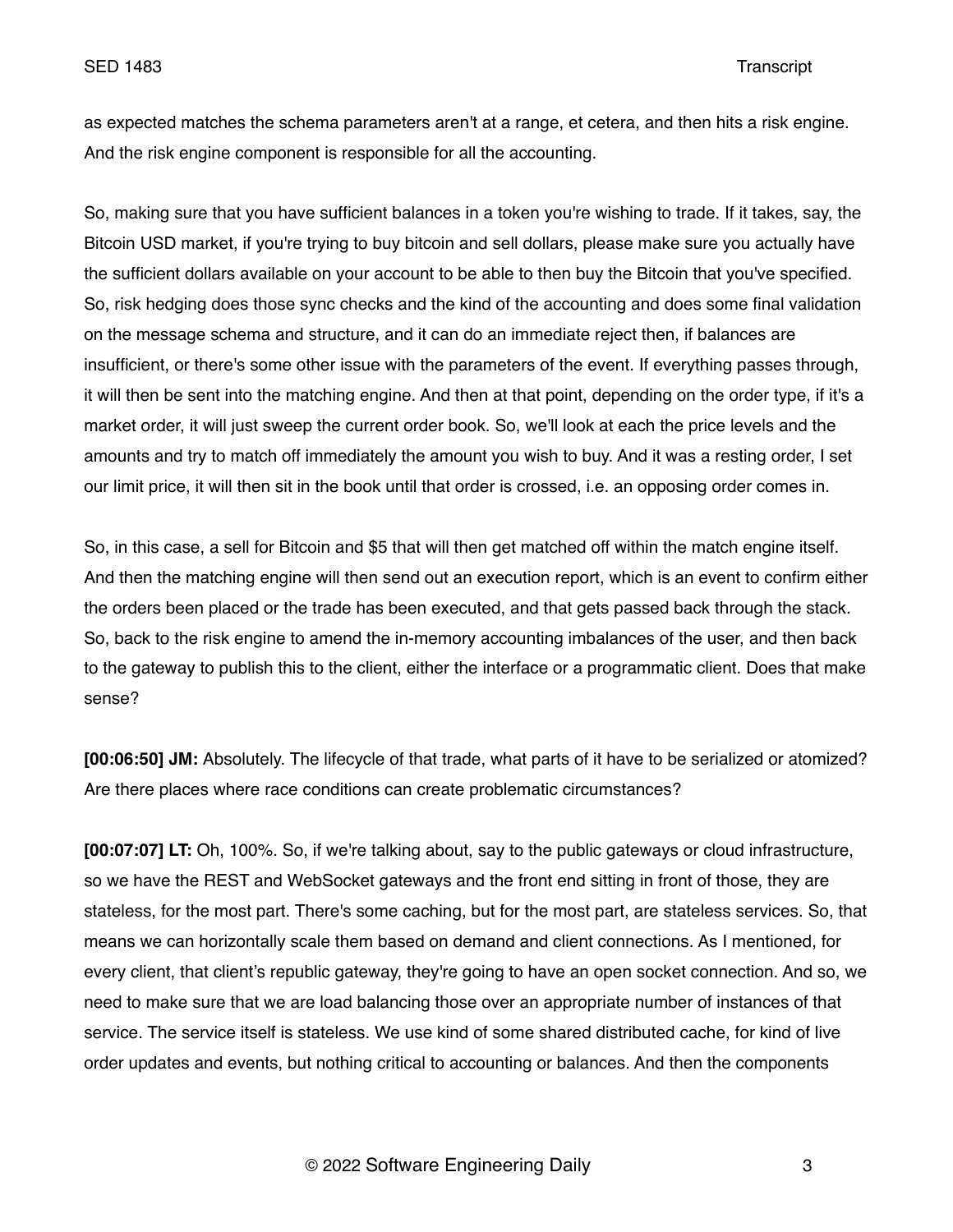as expected matches the schema parameters aren't at a range, et cetera, and then hits a risk engine. And the risk engine component is responsible for all the accounting.

So, making sure that you have sufficient balances in a token you're wishing to trade. If it takes, say, the Bitcoin USD market, if you're trying to buy bitcoin and sell dollars, please make sure you actually have the sufficient dollars available on your account to be able to then buy the Bitcoin that you've specified. So, risk hedging does those sync checks and the kind of the accounting and does some final validation on the message schema and structure, and it can do an immediate reject then, if balances are insufficient, or there's some other issue with the parameters of the event. If everything passes through, it will then be sent into the matching engine. And then at that point, depending on the order type, if it's a market order, it will just sweep the current order book. So, we'll look at each the price levels and the amounts and try to match off immediately the amount you wish to buy. And it was a resting order, I set our limit price, it will then sit in the book until that order is crossed, i.e. an opposing order comes in.

So, in this case, a sell for Bitcoin and $5 that will then get matched off within the match engine itself. And then the matching engine will then send out an execution report, which is an event to confirm either the orders been placed or the trade has been executed, and that gets passed back through the stack. So, back to the risk engine to amend the in-memory accounting imbalances of the user, and then back to the gateway to publish this to the client, either the interface or a programmatic client. Does that make sense?

**[00:06:50] JM:** Absolutely. The lifecycle of that trade, what parts of it have to be serialized or atomized? Are there places where race conditions can create problematic circumstances?

**[00:07:07] LT:** Oh, 100%. So, if we're talking about, say to the public gateways or cloud infrastructure, so we have the REST and WebSocket gateways and the front end sitting in front of those, they are stateless, for the most part. There's some caching, but for the most part, are stateless services. So, that means we can horizontally scale them based on demand and client connections. As I mentioned, for every client, that client's republic gateway, they're going to have an open socket connection. And so, we need to make sure that we are load balancing those over an appropriate number of instances of that service. The service itself is stateless. We use kind of some shared distributed cache, for kind of live order updates and events, but nothing critical to accounting or balances. And then the components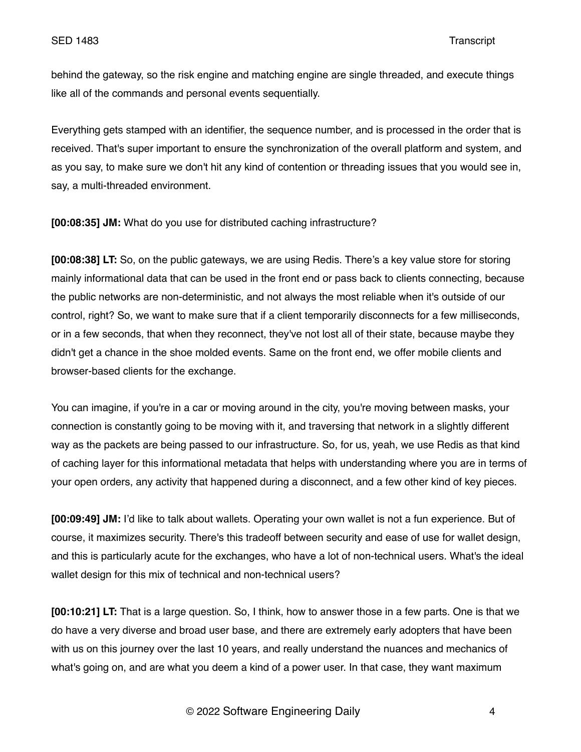behind the gateway, so the risk engine and matching engine are single threaded, and execute things like all of the commands and personal events sequentially.

Everything gets stamped with an identifier, the sequence number, and is processed in the order that is received. That's super important to ensure the synchronization of the overall platform and system, and as you say, to make sure we don't hit any kind of contention or threading issues that you would see in, say, a multi-threaded environment.

**[00:08:35] JM:** What do you use for distributed caching infrastructure?

**[00:08:38] LT:** So, on the public gateways, we are using Redis. There's a key value store for storing mainly informational data that can be used in the front end or pass back to clients connecting, because the public networks are non-deterministic, and not always the most reliable when it's outside of our control, right? So, we want to make sure that if a client temporarily disconnects for a few milliseconds, or in a few seconds, that when they reconnect, they've not lost all of their state, because maybe they didn't get a chance in the shoe molded events. Same on the front end, we offer mobile clients and browser-based clients for the exchange.

You can imagine, if you're in a car or moving around in the city, you're moving between masks, your connection is constantly going to be moving with it, and traversing that network in a slightly different way as the packets are being passed to our infrastructure. So, for us, yeah, we use Redis as that kind of caching layer for this informational metadata that helps with understanding where you are in terms of your open orders, any activity that happened during a disconnect, and a few other kind of key pieces.

**[00:09:49] JM:** I'd like to talk about wallets. Operating your own wallet is not a fun experience. But of course, it maximizes security. There's this tradeoff between security and ease of use for wallet design, and this is particularly acute for the exchanges, who have a lot of non-technical users. What's the ideal wallet design for this mix of technical and non-technical users?

**[00:10:21] LT:** That is a large question. So, I think, how to answer those in a few parts. One is that we do have a very diverse and broad user base, and there are extremely early adopters that have been with us on this journey over the last 10 years, and really understand the nuances and mechanics of what's going on, and are what you deem a kind of a power user. In that case, they want maximum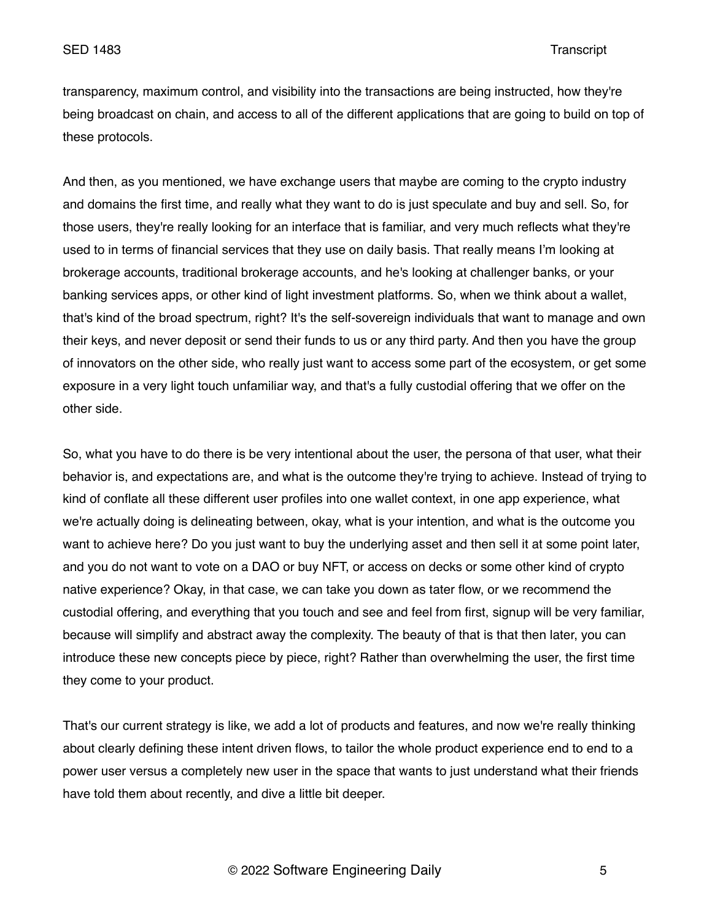transparency, maximum control, and visibility into the transactions are being instructed, how they're being broadcast on chain, and access to all of the different applications that are going to build on top of these protocols.

And then, as you mentioned, we have exchange users that maybe are coming to the crypto industry and domains the first time, and really what they want to do is just speculate and buy and sell. So, for those users, they're really looking for an interface that is familiar, and very much reflects what they're used to in terms of financial services that they use on daily basis. That really means I'm looking at brokerage accounts, traditional brokerage accounts, and he's looking at challenger banks, or your banking services apps, or other kind of light investment platforms. So, when we think about a wallet, that's kind of the broad spectrum, right? It's the self-sovereign individuals that want to manage and own their keys, and never deposit or send their funds to us or any third party. And then you have the group of innovators on the other side, who really just want to access some part of the ecosystem, or get some exposure in a very light touch unfamiliar way, and that's a fully custodial offering that we offer on the other side.

So, what you have to do there is be very intentional about the user, the persona of that user, what their behavior is, and expectations are, and what is the outcome they're trying to achieve. Instead of trying to kind of conflate all these different user profiles into one wallet context, in one app experience, what we're actually doing is delineating between, okay, what is your intention, and what is the outcome you want to achieve here? Do you just want to buy the underlying asset and then sell it at some point later, and you do not want to vote on a DAO or buy NFT, or access on decks or some other kind of crypto native experience? Okay, in that case, we can take you down as tater flow, or we recommend the custodial offering, and everything that you touch and see and feel from first, signup will be very familiar, because will simplify and abstract away the complexity. The beauty of that is that then later, you can introduce these new concepts piece by piece, right? Rather than overwhelming the user, the first time they come to your product.

That's our current strategy is like, we add a lot of products and features, and now we're really thinking about clearly defining these intent driven flows, to tailor the whole product experience end to end to a power user versus a completely new user in the space that wants to just understand what their friends have told them about recently, and dive a little bit deeper.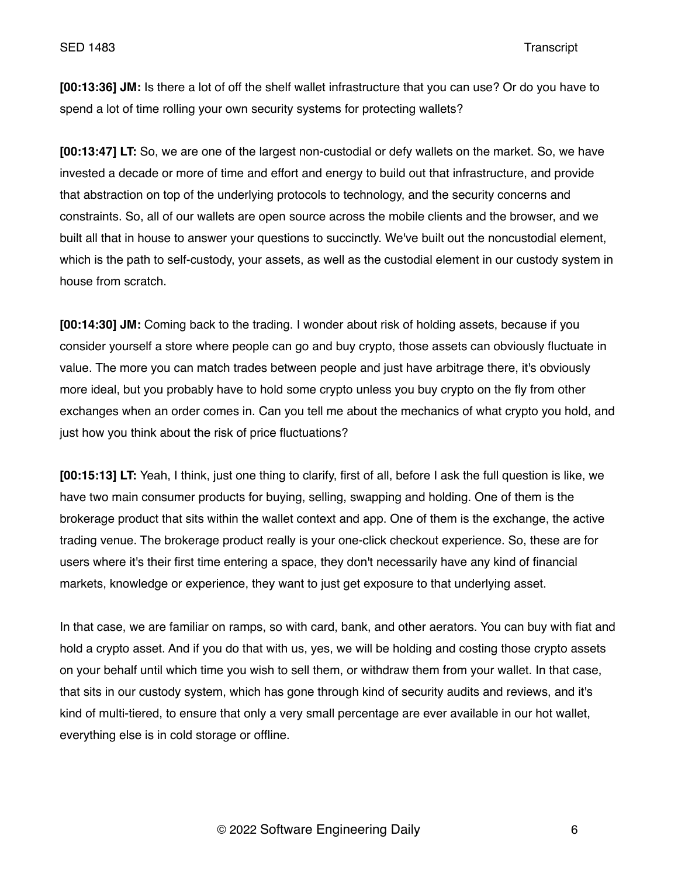**[00:13:36] JM:** Is there a lot of off the shelf wallet infrastructure that you can use? Or do you have to spend a lot of time rolling your own security systems for protecting wallets?

**[00:13:47] LT:** So, we are one of the largest non-custodial or defy wallets on the market. So, we have invested a decade or more of time and effort and energy to build out that infrastructure, and provide that abstraction on top of the underlying protocols to technology, and the security concerns and constraints. So, all of our wallets are open source across the mobile clients and the browser, and we built all that in house to answer your questions to succinctly. We've built out the noncustodial element, which is the path to self-custody, your assets, as well as the custodial element in our custody system in house from scratch.

**[00:14:30] JM:** Coming back to the trading. I wonder about risk of holding assets, because if you consider yourself a store where people can go and buy crypto, those assets can obviously fluctuate in value. The more you can match trades between people and just have arbitrage there, it's obviously more ideal, but you probably have to hold some crypto unless you buy crypto on the fly from other exchanges when an order comes in. Can you tell me about the mechanics of what crypto you hold, and just how you think about the risk of price fluctuations?

**[00:15:13] LT:** Yeah, I think, just one thing to clarify, first of all, before I ask the full question is like, we have two main consumer products for buying, selling, swapping and holding. One of them is the brokerage product that sits within the wallet context and app. One of them is the exchange, the active trading venue. The brokerage product really is your one-click checkout experience. So, these are for users where it's their first time entering a space, they don't necessarily have any kind of financial markets, knowledge or experience, they want to just get exposure to that underlying asset.

In that case, we are familiar on ramps, so with card, bank, and other aerators. You can buy with fiat and hold a crypto asset. And if you do that with us, yes, we will be holding and costing those crypto assets on your behalf until which time you wish to sell them, or withdraw them from your wallet. In that case, that sits in our custody system, which has gone through kind of security audits and reviews, and it's kind of multi-tiered, to ensure that only a very small percentage are ever available in our hot wallet, everything else is in cold storage or offline.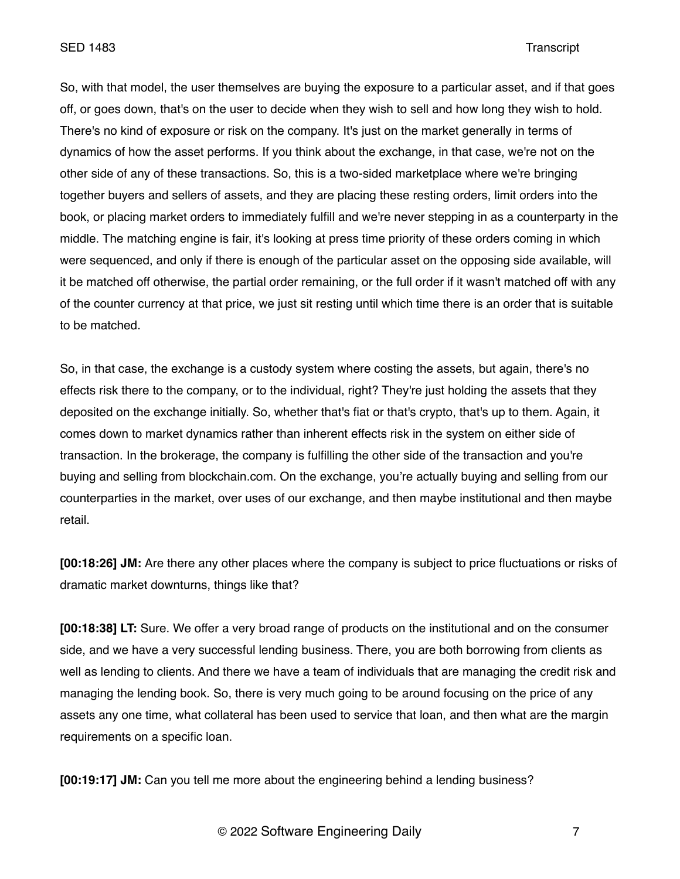So, with that model, the user themselves are buying the exposure to a particular asset, and if that goes off, or goes down, that's on the user to decide when they wish to sell and how long they wish to hold. There's no kind of exposure or risk on the company. It's just on the market generally in terms of dynamics of how the asset performs. If you think about the exchange, in that case, we're not on the other side of any of these transactions. So, this is a two-sided marketplace where we're bringing together buyers and sellers of assets, and they are placing these resting orders, limit orders into the book, or placing market orders to immediately fulfill and we're never stepping in as a counterparty in the middle. The matching engine is fair, it's looking at press time priority of these orders coming in which were sequenced, and only if there is enough of the particular asset on the opposing side available, will it be matched off otherwise, the partial order remaining, or the full order if it wasn't matched off with any of the counter currency at that price, we just sit resting until which time there is an order that is suitable to be matched.

So, in that case, the exchange is a custody system where costing the assets, but again, there's no effects risk there to the company, or to the individual, right? They're just holding the assets that they deposited on the exchange initially. So, whether that's fiat or that's crypto, that's up to them. Again, it comes down to market dynamics rather than inherent effects risk in the system on either side of transaction. In the brokerage, the company is fulfilling the other side of the transaction and you're buying and selling from blockchain.com. On the exchange, you're actually buying and selling from our counterparties in the market, over uses of our exchange, and then maybe institutional and then maybe retail.

**[00:18:26] JM:** Are there any other places where the company is subject to price fluctuations or risks of dramatic market downturns, things like that?

**[00:18:38] LT:** Sure. We offer a very broad range of products on the institutional and on the consumer side, and we have a very successful lending business. There, you are both borrowing from clients as well as lending to clients. And there we have a team of individuals that are managing the credit risk and managing the lending book. So, there is very much going to be around focusing on the price of any assets any one time, what collateral has been used to service that loan, and then what are the margin requirements on a specific loan.

**[00:19:17] JM:** Can you tell me more about the engineering behind a lending business?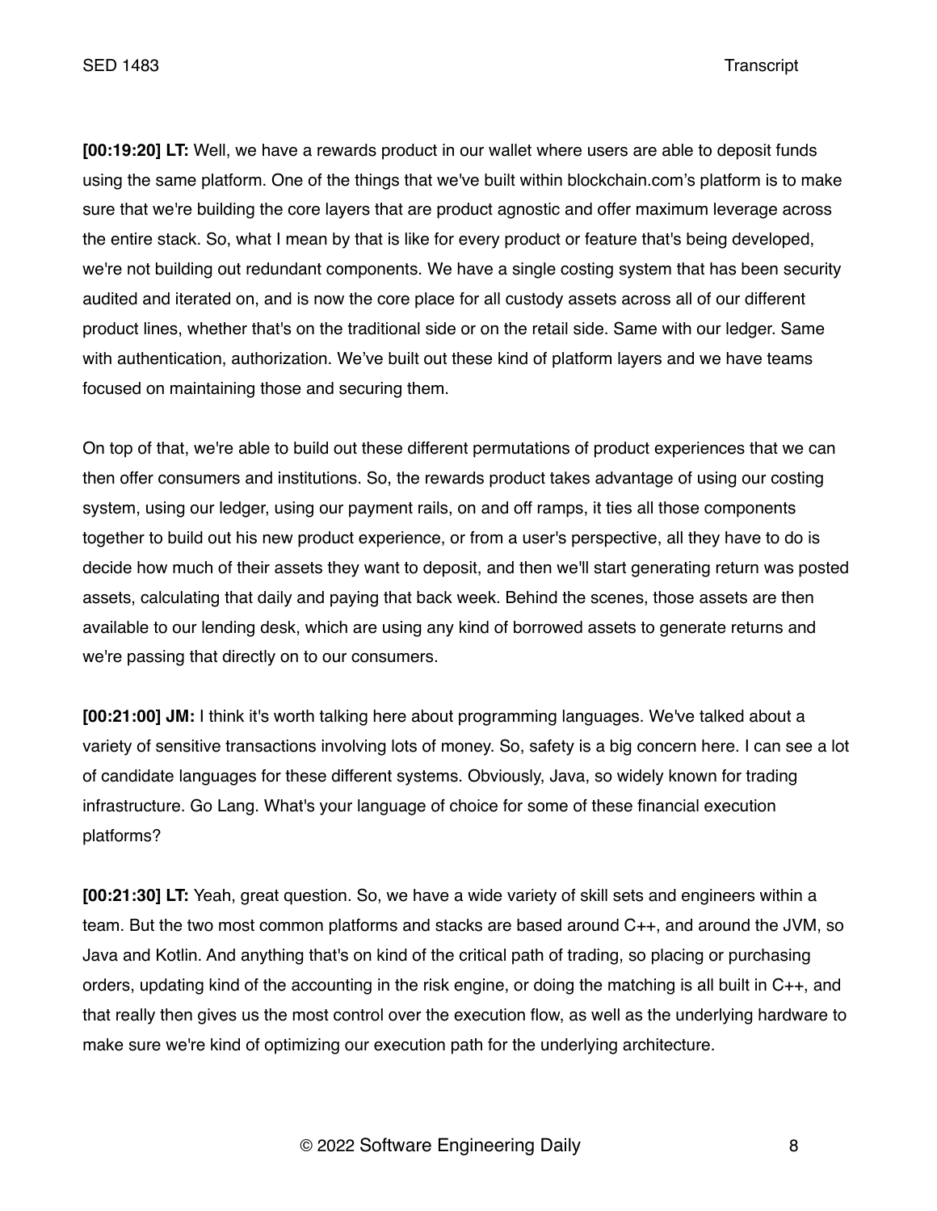**[00:19:20] LT:** Well, we have a rewards product in our wallet where users are able to deposit funds using the same platform. One of the things that we've built within blockchain.com's platform is to make sure that we're building the core layers that are product agnostic and offer maximum leverage across the entire stack. So, what I mean by that is like for every product or feature that's being developed, we're not building out redundant components. We have a single costing system that has been security audited and iterated on, and is now the core place for all custody assets across all of our different product lines, whether that's on the traditional side or on the retail side. Same with our ledger. Same with authentication, authorization. We've built out these kind of platform layers and we have teams focused on maintaining those and securing them.

On top of that, we're able to build out these different permutations of product experiences that we can then offer consumers and institutions. So, the rewards product takes advantage of using our costing system, using our ledger, using our payment rails, on and off ramps, it ties all those components together to build out his new product experience, or from a user's perspective, all they have to do is decide how much of their assets they want to deposit, and then we'll start generating return was posted assets, calculating that daily and paying that back week. Behind the scenes, those assets are then available to our lending desk, which are using any kind of borrowed assets to generate returns and we're passing that directly on to our consumers.

**[00:21:00] JM:** I think it's worth talking here about programming languages. We've talked about a variety of sensitive transactions involving lots of money. So, safety is a big concern here. I can see a lot of candidate languages for these different systems. Obviously, Java, so widely known for trading infrastructure. Go Lang. What's your language of choice for some of these financial execution platforms?

**[00:21:30] LT:** Yeah, great question. So, we have a wide variety of skill sets and engineers within a team. But the two most common platforms and stacks are based around C++, and around the JVM, so Java and Kotlin. And anything that's on kind of the critical path of trading, so placing or purchasing orders, updating kind of the accounting in the risk engine, or doing the matching is all built in C++, and that really then gives us the most control over the execution flow, as well as the underlying hardware to make sure we're kind of optimizing our execution path for the underlying architecture.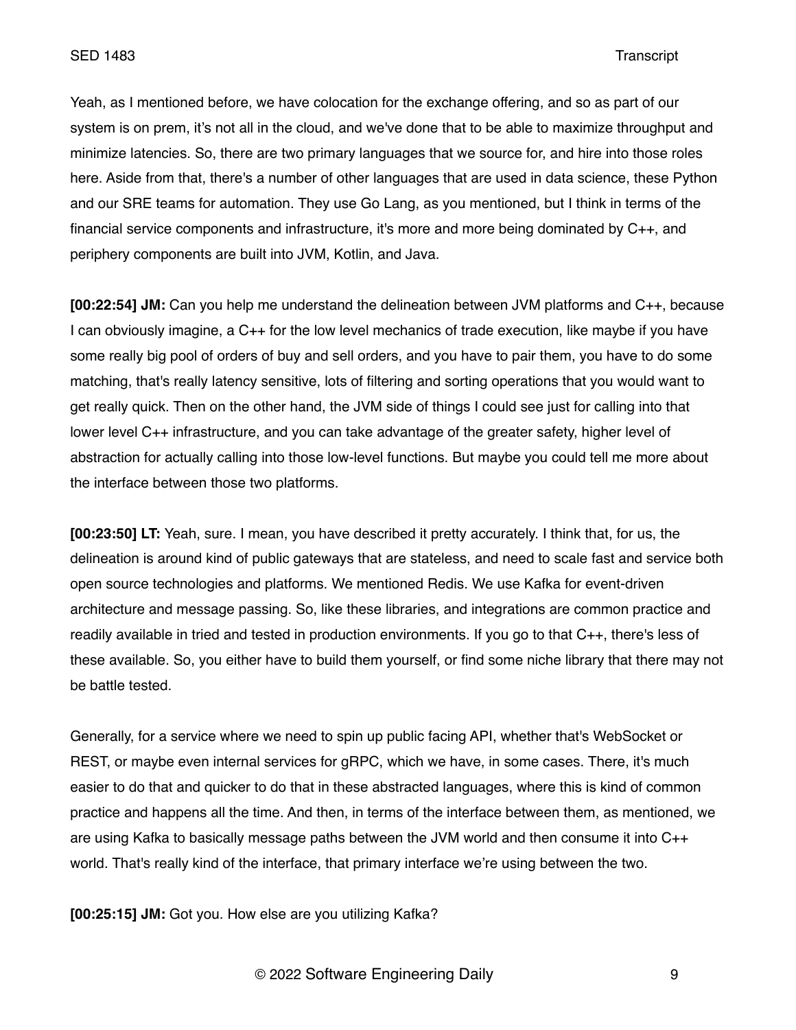Yeah, as I mentioned before, we have colocation for the exchange offering, and so as part of our system is on prem, it's not all in the cloud, and we've done that to be able to maximize throughput and minimize latencies. So, there are two primary languages that we source for, and hire into those roles here. Aside from that, there's a number of other languages that are used in data science, these Python and our SRE teams for automation. They use Go Lang, as you mentioned, but I think in terms of the financial service components and infrastructure, it's more and more being dominated by C++, and periphery components are built into JVM, Kotlin, and Java.

**[00:22:54] JM:** Can you help me understand the delineation between JVM platforms and C++, because I can obviously imagine, a C++ for the low level mechanics of trade execution, like maybe if you have some really big pool of orders of buy and sell orders, and you have to pair them, you have to do some matching, that's really latency sensitive, lots of filtering and sorting operations that you would want to get really quick. Then on the other hand, the JVM side of things I could see just for calling into that lower level C++ infrastructure, and you can take advantage of the greater safety, higher level of abstraction for actually calling into those low-level functions. But maybe you could tell me more about the interface between those two platforms.

**[00:23:50] LT:** Yeah, sure. I mean, you have described it pretty accurately. I think that, for us, the delineation is around kind of public gateways that are stateless, and need to scale fast and service both open source technologies and platforms. We mentioned Redis. We use Kafka for event-driven architecture and message passing. So, like these libraries, and integrations are common practice and readily available in tried and tested in production environments. If you go to that C++, there's less of these available. So, you either have to build them yourself, or find some niche library that there may not be battle tested.

Generally, for a service where we need to spin up public facing API, whether that's WebSocket or REST, or maybe even internal services for gRPC, which we have, in some cases. There, it's much easier to do that and quicker to do that in these abstracted languages, where this is kind of common practice and happens all the time. And then, in terms of the interface between them, as mentioned, we are using Kafka to basically message paths between the JVM world and then consume it into C++ world. That's really kind of the interface, that primary interface we're using between the two.

**[00:25:15] JM:** Got you. How else are you utilizing Kafka?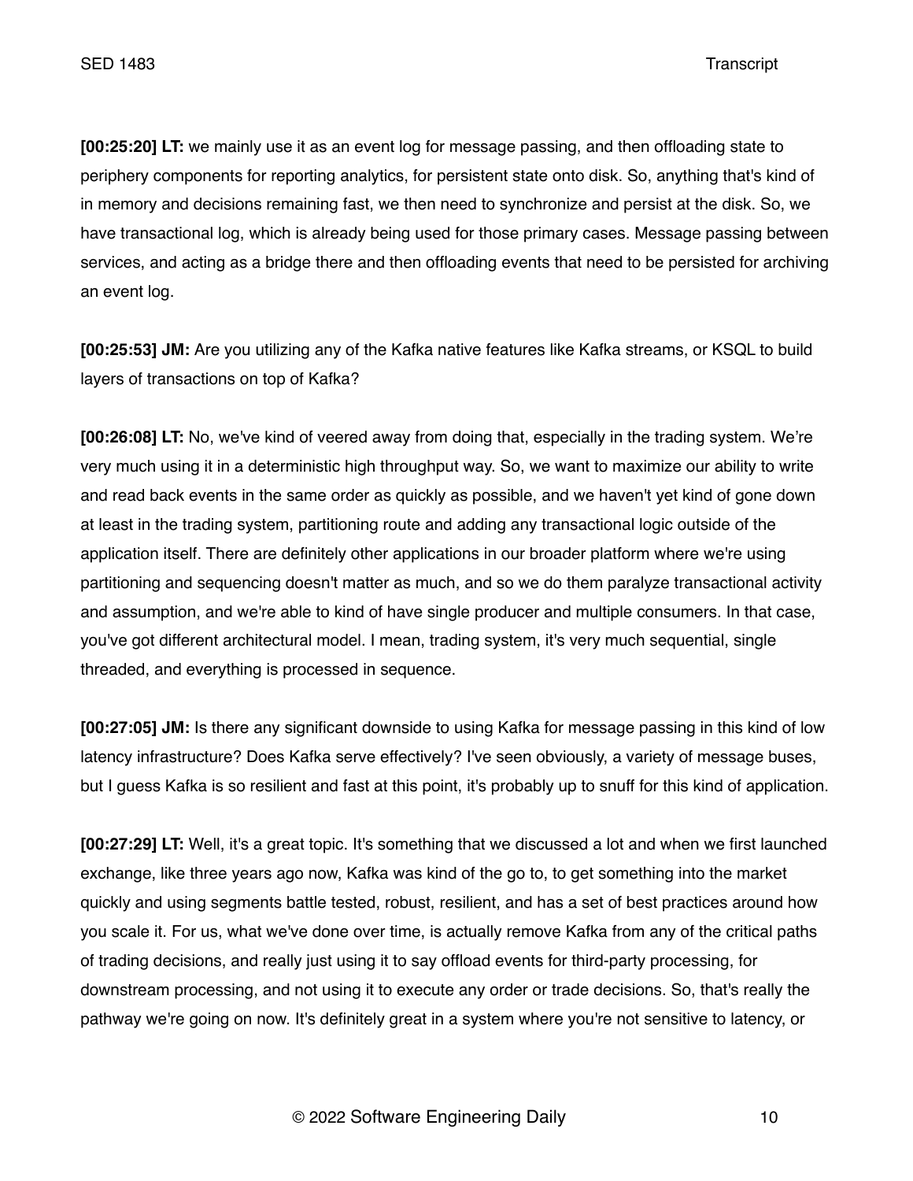**[00:25:20] LT:** we mainly use it as an event log for message passing, and then offloading state to periphery components for reporting analytics, for persistent state onto disk. So, anything that's kind of in memory and decisions remaining fast, we then need to synchronize and persist at the disk. So, we have transactional log, which is already being used for those primary cases. Message passing between services, and acting as a bridge there and then offloading events that need to be persisted for archiving an event log.

**[00:25:53] JM:** Are you utilizing any of the Kafka native features like Kafka streams, or KSQL to build layers of transactions on top of Kafka?

**[00:26:08] LT:** No, we've kind of veered away from doing that, especially in the trading system. We're very much using it in a deterministic high throughput way. So, we want to maximize our ability to write and read back events in the same order as quickly as possible, and we haven't yet kind of gone down at least in the trading system, partitioning route and adding any transactional logic outside of the application itself. There are definitely other applications in our broader platform where we're using partitioning and sequencing doesn't matter as much, and so we do them paralyze transactional activity and assumption, and we're able to kind of have single producer and multiple consumers. In that case, you've got different architectural model. I mean, trading system, it's very much sequential, single threaded, and everything is processed in sequence.

**[00:27:05] JM:** Is there any significant downside to using Kafka for message passing in this kind of low latency infrastructure? Does Kafka serve effectively? I've seen obviously, a variety of message buses, but I guess Kafka is so resilient and fast at this point, it's probably up to snuff for this kind of application.

**[00:27:29] LT:** Well, it's a great topic. It's something that we discussed a lot and when we first launched exchange, like three years ago now, Kafka was kind of the go to, to get something into the market quickly and using segments battle tested, robust, resilient, and has a set of best practices around how you scale it. For us, what we've done over time, is actually remove Kafka from any of the critical paths of trading decisions, and really just using it to say offload events for third-party processing, for downstream processing, and not using it to execute any order or trade decisions. So, that's really the pathway we're going on now. It's definitely great in a system where you're not sensitive to latency, or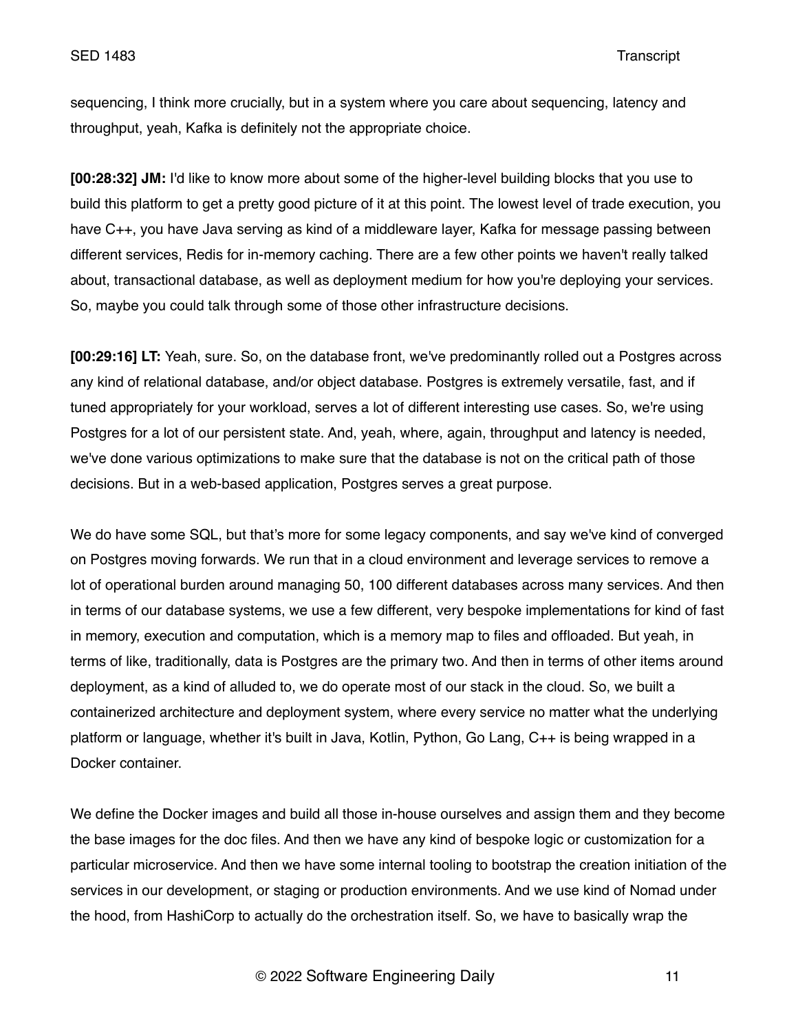sequencing, I think more crucially, but in a system where you care about sequencing, latency and throughput, yeah, Kafka is definitely not the appropriate choice.

**[00:28:32] JM:** I'd like to know more about some of the higher-level building blocks that you use to build this platform to get a pretty good picture of it at this point. The lowest level of trade execution, you have C++, you have Java serving as kind of a middleware layer, Kafka for message passing between different services, Redis for in-memory caching. There are a few other points we haven't really talked about, transactional database, as well as deployment medium for how you're deploying your services. So, maybe you could talk through some of those other infrastructure decisions.

**[00:29:16] LT:** Yeah, sure. So, on the database front, we've predominantly rolled out a Postgres across any kind of relational database, and/or object database. Postgres is extremely versatile, fast, and if tuned appropriately for your workload, serves a lot of different interesting use cases. So, we're using Postgres for a lot of our persistent state. And, yeah, where, again, throughput and latency is needed, we've done various optimizations to make sure that the database is not on the critical path of those decisions. But in a web-based application, Postgres serves a great purpose.

We do have some SQL, but that's more for some legacy components, and say we've kind of converged on Postgres moving forwards. We run that in a cloud environment and leverage services to remove a lot of operational burden around managing 50, 100 different databases across many services. And then in terms of our database systems, we use a few different, very bespoke implementations for kind of fast in memory, execution and computation, which is a memory map to files and offloaded. But yeah, in terms of like, traditionally, data is Postgres are the primary two. And then in terms of other items around deployment, as a kind of alluded to, we do operate most of our stack in the cloud. So, we built a containerized architecture and deployment system, where every service no matter what the underlying platform or language, whether it's built in Java, Kotlin, Python, Go Lang, C++ is being wrapped in a Docker container.

We define the Docker images and build all those in-house ourselves and assign them and they become the base images for the doc files. And then we have any kind of bespoke logic or customization for a particular microservice. And then we have some internal tooling to bootstrap the creation initiation of the services in our development, or staging or production environments. And we use kind of Nomad under the hood, from HashiCorp to actually do the orchestration itself. So, we have to basically wrap the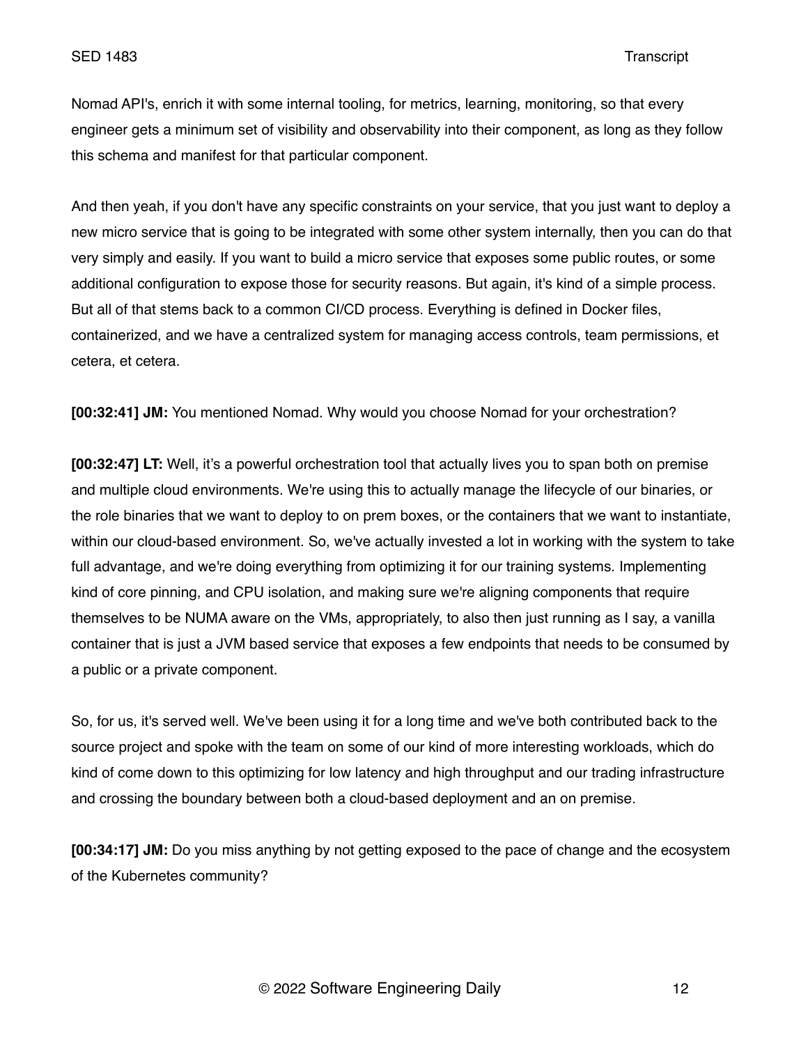Nomad API's, enrich it with some internal tooling, for metrics, learning, monitoring, so that every engineer gets a minimum set of visibility and observability into their component, as long as they follow this schema and manifest for that particular component.

And then yeah, if you don't have any specific constraints on your service, that you just want to deploy a new micro service that is going to be integrated with some other system internally, then you can do that very simply and easily. If you want to build a micro service that exposes some public routes, or some additional configuration to expose those for security reasons. But again, it's kind of a simple process. But all of that stems back to a common CI/CD process. Everything is defined in Docker files, containerized, and we have a centralized system for managing access controls, team permissions, et cetera, et cetera.

**[00:32:41] JM:** You mentioned Nomad. Why would you choose Nomad for your orchestration?

**[00:32:47] LT:** Well, it's a powerful orchestration tool that actually lives you to span both on premise and multiple cloud environments. We're using this to actually manage the lifecycle of our binaries, or the role binaries that we want to deploy to on prem boxes, or the containers that we want to instantiate, within our cloud-based environment. So, we've actually invested a lot in working with the system to take full advantage, and we're doing everything from optimizing it for our training systems. Implementing kind of core pinning, and CPU isolation, and making sure we're aligning components that require themselves to be NUMA aware on the VMs, appropriately, to also then just running as I say, a vanilla container that is just a JVM based service that exposes a few endpoints that needs to be consumed by a public or a private component.

So, for us, it's served well. We've been using it for a long time and we've both contributed back to the source project and spoke with the team on some of our kind of more interesting workloads, which do kind of come down to this optimizing for low latency and high throughput and our trading infrastructure and crossing the boundary between both a cloud-based deployment and an on premise.

**[00:34:17] JM:** Do you miss anything by not getting exposed to the pace of change and the ecosystem of the Kubernetes community?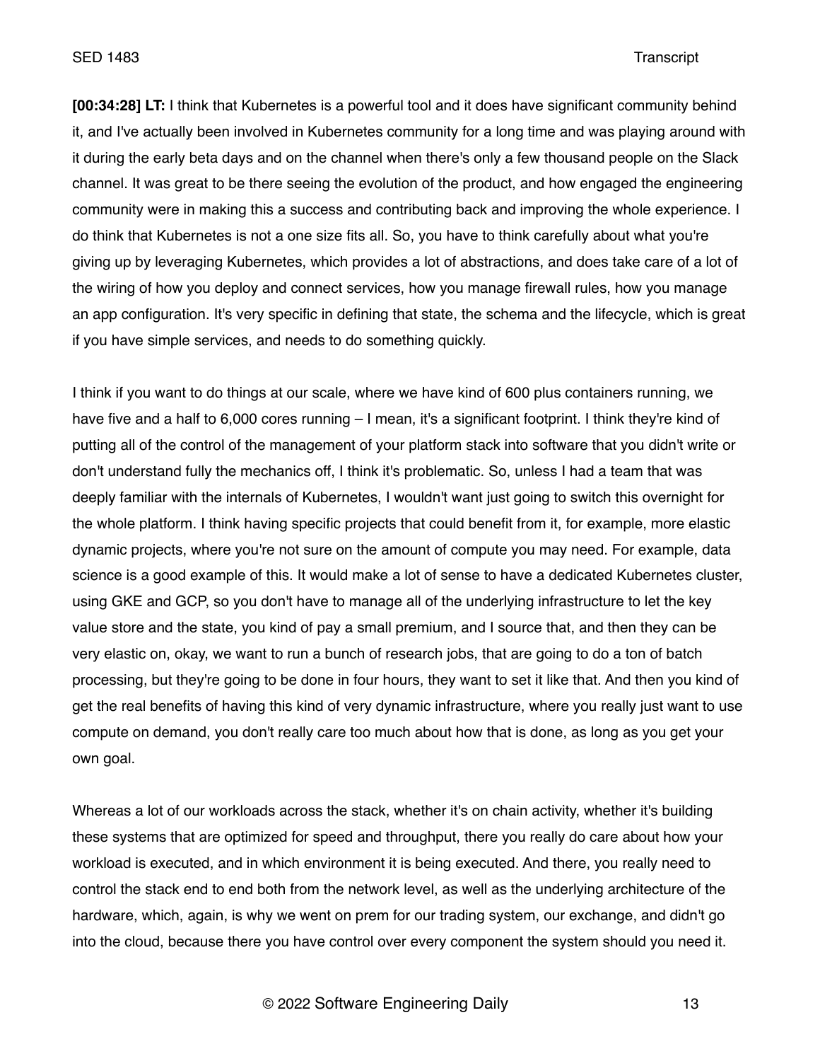**[00:34:28] LT:** I think that Kubernetes is a powerful tool and it does have significant community behind it, and I've actually been involved in Kubernetes community for a long time and was playing around with it during the early beta days and on the channel when there's only a few thousand people on the Slack channel. It was great to be there seeing the evolution of the product, and how engaged the engineering community were in making this a success and contributing back and improving the whole experience. I do think that Kubernetes is not a one size fits all. So, you have to think carefully about what you're giving up by leveraging Kubernetes, which provides a lot of abstractions, and does take care of a lot of the wiring of how you deploy and connect services, how you manage firewall rules, how you manage an app configuration. It's very specific in defining that state, the schema and the lifecycle, which is great if you have simple services, and needs to do something quickly.

I think if you want to do things at our scale, where we have kind of 600 plus containers running, we have five and a half to 6,000 cores running – I mean, it's a significant footprint. I think they're kind of putting all of the control of the management of your platform stack into software that you didn't write or don't understand fully the mechanics off, I think it's problematic. So, unless I had a team that was deeply familiar with the internals of Kubernetes, I wouldn't want just going to switch this overnight for the whole platform. I think having specific projects that could benefit from it, for example, more elastic dynamic projects, where you're not sure on the amount of compute you may need. For example, data science is a good example of this. It would make a lot of sense to have a dedicated Kubernetes cluster, using GKE and GCP, so you don't have to manage all of the underlying infrastructure to let the key value store and the state, you kind of pay a small premium, and I source that, and then they can be very elastic on, okay, we want to run a bunch of research jobs, that are going to do a ton of batch processing, but they're going to be done in four hours, they want to set it like that. And then you kind of get the real benefits of having this kind of very dynamic infrastructure, where you really just want to use compute on demand, you don't really care too much about how that is done, as long as you get your own goal.

Whereas a lot of our workloads across the stack, whether it's on chain activity, whether it's building these systems that are optimized for speed and throughput, there you really do care about how your workload is executed, and in which environment it is being executed. And there, you really need to control the stack end to end both from the network level, as well as the underlying architecture of the hardware, which, again, is why we went on prem for our trading system, our exchange, and didn't go into the cloud, because there you have control over every component the system should you need it.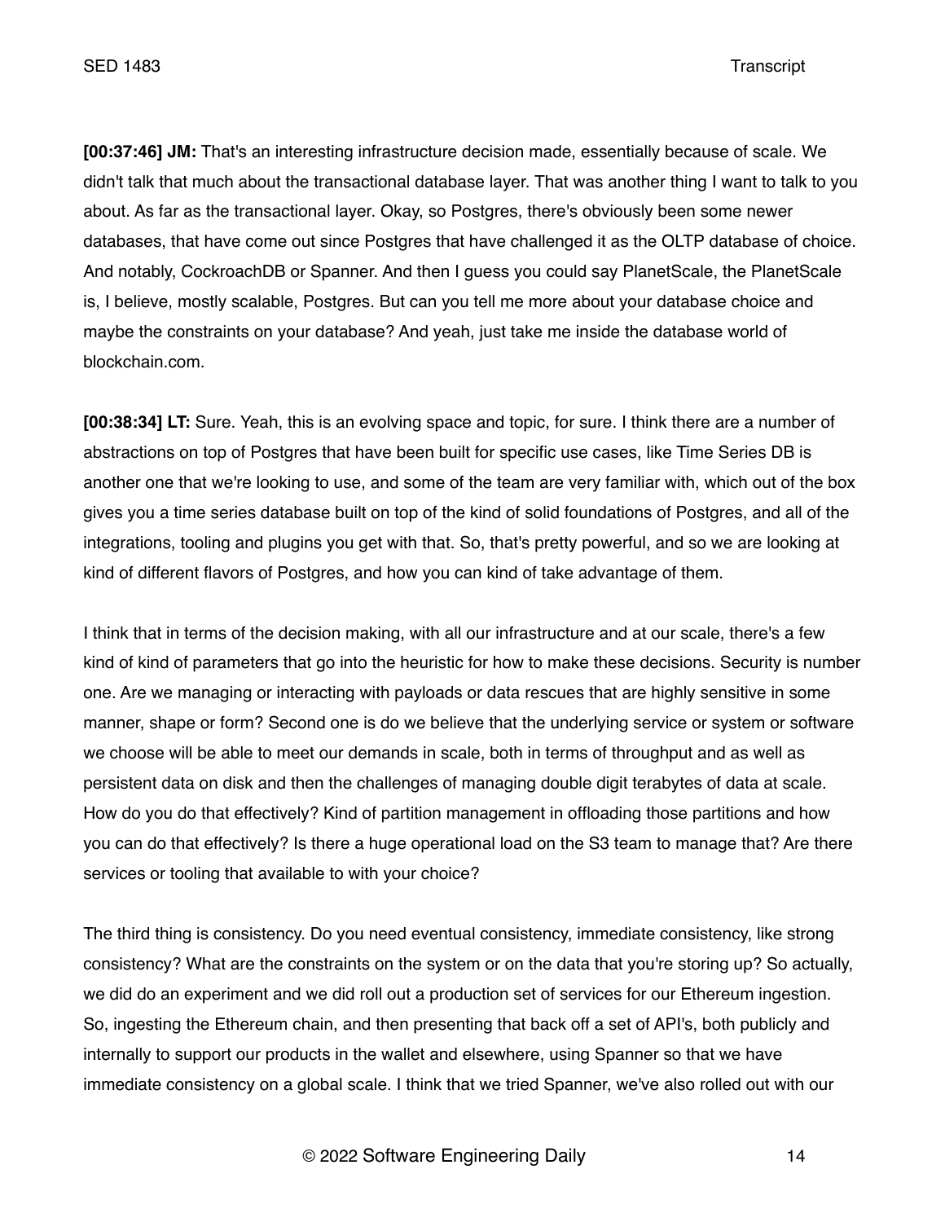**[00:37:46] JM:** That's an interesting infrastructure decision made, essentially because of scale. We didn't talk that much about the transactional database layer. That was another thing I want to talk to you about. As far as the transactional layer. Okay, so Postgres, there's obviously been some newer databases, that have come out since Postgres that have challenged it as the OLTP database of choice. And notably, CockroachDB or Spanner. And then I guess you could say PlanetScale, the PlanetScale is, I believe, mostly scalable, Postgres. But can you tell me more about your database choice and maybe the constraints on your database? And yeah, just take me inside the database world of blockchain.com.

**[00:38:34] LT:** Sure. Yeah, this is an evolving space and topic, for sure. I think there are a number of abstractions on top of Postgres that have been built for specific use cases, like Time Series DB is another one that we're looking to use, and some of the team are very familiar with, which out of the box gives you a time series database built on top of the kind of solid foundations of Postgres, and all of the integrations, tooling and plugins you get with that. So, that's pretty powerful, and so we are looking at kind of different flavors of Postgres, and how you can kind of take advantage of them.

I think that in terms of the decision making, with all our infrastructure and at our scale, there's a few kind of kind of parameters that go into the heuristic for how to make these decisions. Security is number one. Are we managing or interacting with payloads or data rescues that are highly sensitive in some manner, shape or form? Second one is do we believe that the underlying service or system or software we choose will be able to meet our demands in scale, both in terms of throughput and as well as persistent data on disk and then the challenges of managing double digit terabytes of data at scale. How do you do that effectively? Kind of partition management in offloading those partitions and how you can do that effectively? Is there a huge operational load on the S3 team to manage that? Are there services or tooling that available to with your choice?

The third thing is consistency. Do you need eventual consistency, immediate consistency, like strong consistency? What are the constraints on the system or on the data that you're storing up? So actually, we did do an experiment and we did roll out a production set of services for our Ethereum ingestion. So, ingesting the Ethereum chain, and then presenting that back off a set of API's, both publicly and internally to support our products in the wallet and elsewhere, using Spanner so that we have immediate consistency on a global scale. I think that we tried Spanner, we've also rolled out with our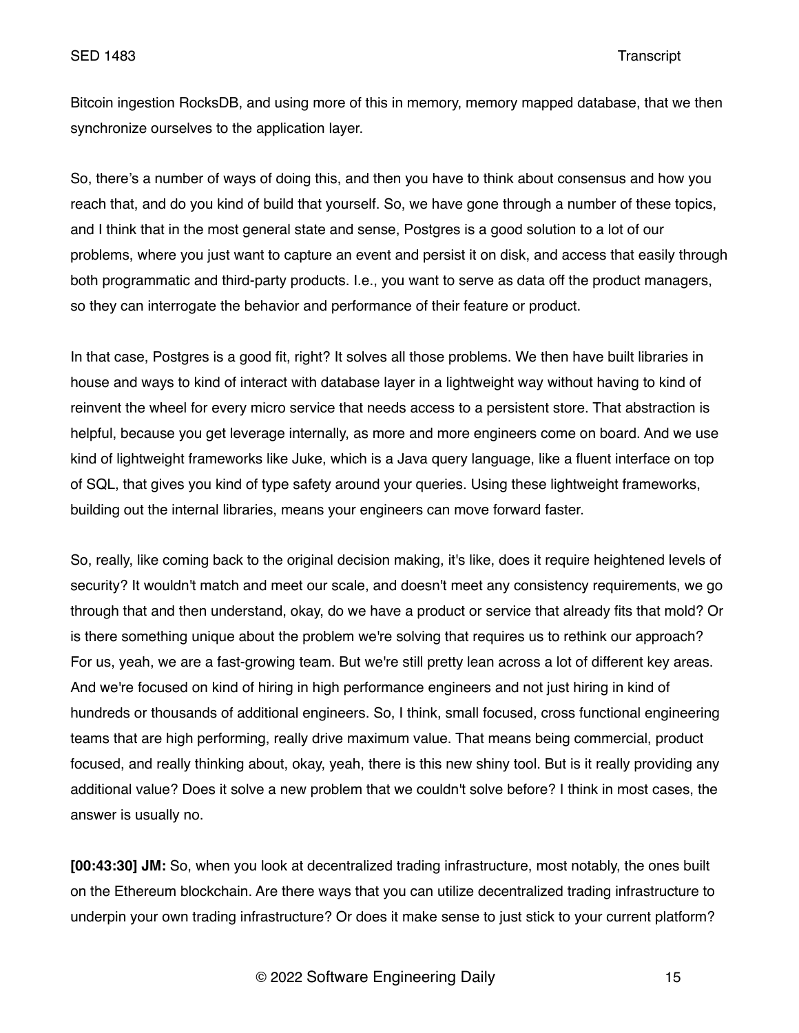Bitcoin ingestion RocksDB, and using more of this in memory, memory mapped database, that we then synchronize ourselves to the application layer.

So, there's a number of ways of doing this, and then you have to think about consensus and how you reach that, and do you kind of build that yourself. So, we have gone through a number of these topics, and I think that in the most general state and sense, Postgres is a good solution to a lot of our problems, where you just want to capture an event and persist it on disk, and access that easily through both programmatic and third-party products. I.e., you want to serve as data off the product managers, so they can interrogate the behavior and performance of their feature or product.

In that case, Postgres is a good fit, right? It solves all those problems. We then have built libraries in house and ways to kind of interact with database layer in a lightweight way without having to kind of reinvent the wheel for every micro service that needs access to a persistent store. That abstraction is helpful, because you get leverage internally, as more and more engineers come on board. And we use kind of lightweight frameworks like Juke, which is a Java query language, like a fluent interface on top of SQL, that gives you kind of type safety around your queries. Using these lightweight frameworks, building out the internal libraries, means your engineers can move forward faster.

So, really, like coming back to the original decision making, it's like, does it require heightened levels of security? It wouldn't match and meet our scale, and doesn't meet any consistency requirements, we go through that and then understand, okay, do we have a product or service that already fits that mold? Or is there something unique about the problem we're solving that requires us to rethink our approach? For us, yeah, we are a fast-growing team. But we're still pretty lean across a lot of different key areas. And we're focused on kind of hiring in high performance engineers and not just hiring in kind of hundreds or thousands of additional engineers. So, I think, small focused, cross functional engineering teams that are high performing, really drive maximum value. That means being commercial, product focused, and really thinking about, okay, yeah, there is this new shiny tool. But is it really providing any additional value? Does it solve a new problem that we couldn't solve before? I think in most cases, the answer is usually no.

**[00:43:30] JM:** So, when you look at decentralized trading infrastructure, most notably, the ones built on the Ethereum blockchain. Are there ways that you can utilize decentralized trading infrastructure to underpin your own trading infrastructure? Or does it make sense to just stick to your current platform?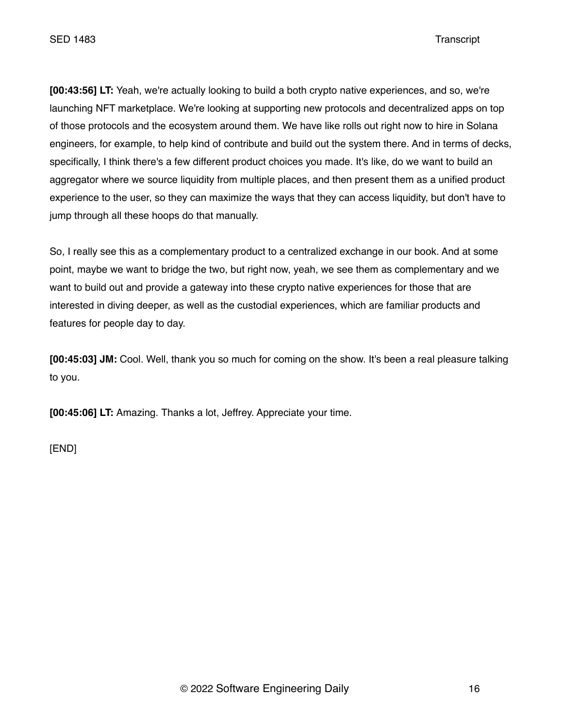**[00:43:56] LT:** Yeah, we're actually looking to build a both crypto native experiences, and so, we're launching NFT marketplace. We're looking at supporting new protocols and decentralized apps on top of those protocols and the ecosystem around them. We have like rolls out right now to hire in Solana engineers, for example, to help kind of contribute and build out the system there. And in terms of decks, specifically, I think there's a few different product choices you made. It's like, do we want to build an aggregator where we source liquidity from multiple places, and then present them as a unified product experience to the user, so they can maximize the ways that they can access liquidity, but don't have to jump through all these hoops do that manually.

So, I really see this as a complementary product to a centralized exchange in our book. And at some point, maybe we want to bridge the two, but right now, yeah, we see them as complementary and we want to build out and provide a gateway into these crypto native experiences for those that are interested in diving deeper, as well as the custodial experiences, which are familiar products and features for people day to day.

**[00:45:03] JM:** Cool. Well, thank you so much for coming on the show. It's been a real pleasure talking to you.

**[00:45:06] LT:** Amazing. Thanks a lot, Jeffrey. Appreciate your time.

[END]